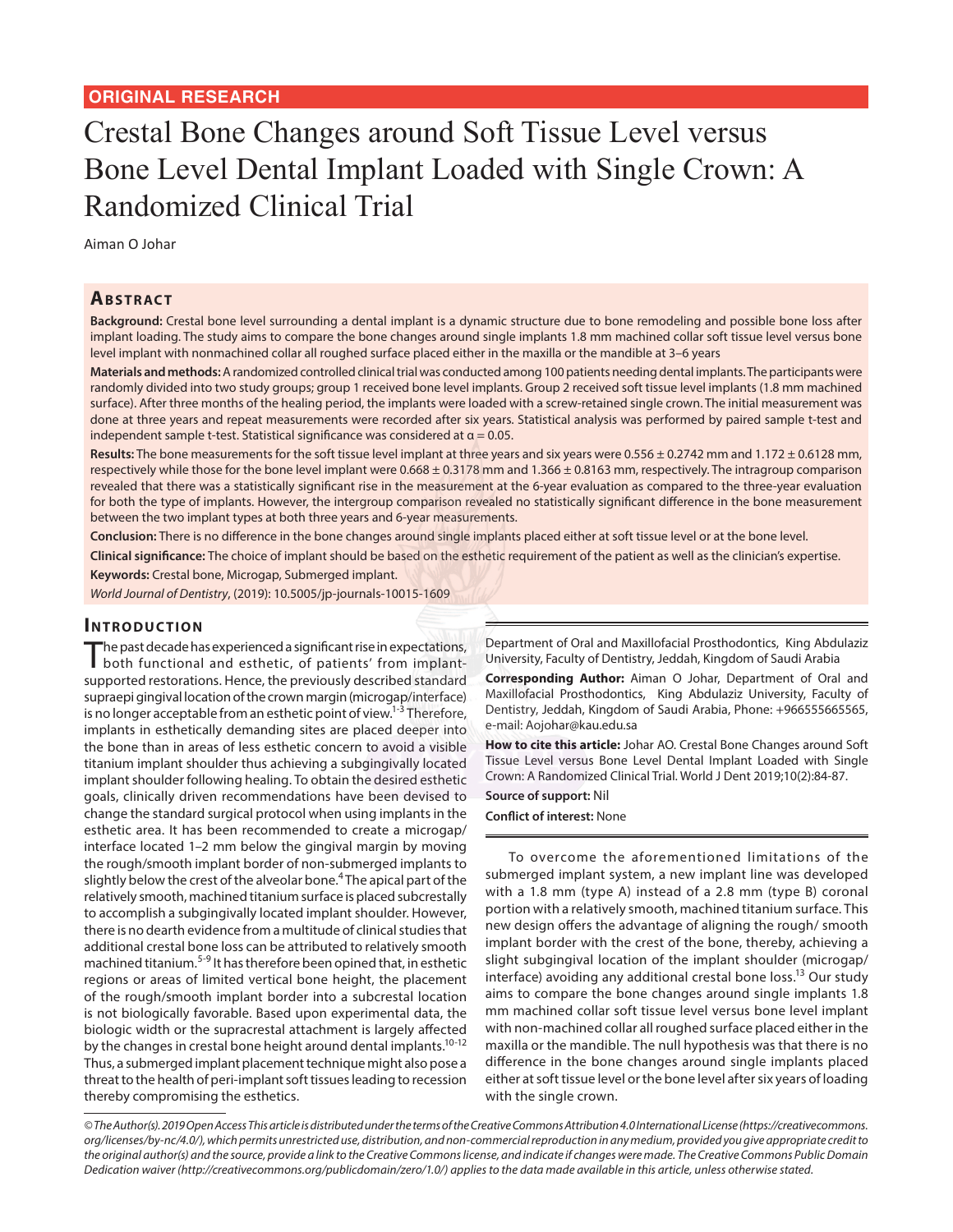ORIGINAL RESEARCH

# Crestal Bone Changes around Soft Tissue Level versus Bone Level Dental Implant Loaded with Single Crown: A Randomized Clinical Trial

Aiman O Johar

## Abstract

**Background:** Crestal bone level surrounding a dental implant is a dynamic structure due to bone remodeling and possible bone loss after implant loading. The study aims to compare the bone changes around single implants 1.8 mm machined collar soft tissue level versus bone level implant with nonmachined collar all roughed surface placed either in the maxilla or the mandible at 3–6 years

**Materials and methods:** A randomized controlled clinical trial was conducted among 100 patients needing dental implants. The participants were randomly divided into two study groups; group 1 received bone level implants. Group 2 received soft tissue level implants (1.8 mm machined surface). After three months of the healing period, the implants were loaded with a screw-retained single crown. The initial measurement was done at three years and repeat measurements were recorded after six years. Statistical analysis was performed by paired sample t-test and independent sample t-test. Statistical significance was considered at $\alpha = 0.05$.

**Results:** The bone measurements for the soft tissue level implant at three years and six years were $0.556 \pm 0.2742$ mm and $1.172 \pm 0.6128$ mm, respectively while those for the bone level implant were $0.668 \pm 0.3178$ mm and $1.366 \pm 0.8163$ mm, respectively. The intragroup comparison revealed that there was a statistically significant rise in the measurement at the 6-year evaluation as compared to the three-year evaluation for both the type of implants. However, the intergroup comparison revealed no statistically significant difference in the bone measurement between the two implant types at both three years and 6-year measurements.

**Conclusion:** There is no difference in the bone changes around single implants placed either at soft tissue level or at the bone level.

**Clinical significance:** The choice of implant should be based on the esthetic requirement of the patient as well as the clinician's expertise.

**Keywords:** Crestal bone, Microgap, Submerged implant.

*World Journal of Dentistry*, (2019): 10.5005/jp-journals-10015-1609

## Introduction

The past decade has experienced a significant rise in expectations, both functional and esthetic, of patients' from implant-supported restorations. Hence, the previously described standard supraepi gingival location of the crown margin (microgap/interface) is no longer acceptable from an esthetic point of view.[1-3] Therefore, implants in esthetically demanding sites are placed deeper into the bone than in areas of less esthetic concern to avoid a visible titanium implant shoulder thus achieving a subgingivally located implant shoulder following healing. To obtain the desired esthetic goals, clinically driven recommendations have been devised to change the standard surgical protocol when using implants in the esthetic area. It has been recommended to create a microgap/interface located 1–2 mm below the gingival margin by moving the rough/smooth implant border of non-submerged implants to slightly below the crest of the alveolar bone.[4] The apical part of the relatively smooth, machined titanium surface is placed subcrestally to accomplish a subgingivally located implant shoulder. However, there is no dearth evidence from a multitude of clinical studies that additional crestal bone loss can be attributed to relatively smooth machined titanium.[5-9] It has therefore been opined that, in esthetic regions or areas of limited vertical bone height, the placement of the rough/smooth implant border into a subcrestal location is not biologically favorable. Based upon experimental data, the biologic width or the supracrestal attachment is largely affected by the changes in crestal bone height around dental implants.[10-12] Thus, a submerged implant placement technique might also pose a threat to the health of peri-implant soft tissues leading to recession thereby compromising the esthetics.

To overcome the aforementioned limitations of the submerged implant system, a new implant line was developed with a 1.8 mm (type A) instead of a 2.8 mm (type B) coronal portion with a relatively smooth, machined titanium surface. This new design offers the advantage of aligning the rough/ smooth implant border with the crest of the bone, thereby, achieving a slight subgingival location of the implant shoulder (microgap/ interface) avoiding any additional crestal bone loss.[13] Our study aims to compare the bone changes around single implants 1.8 mm machined collar soft tissue level versus bone level implant with non-machined collar all roughed surface placed either in the maxilla or the mandible. The null hypothesis was that there is no difference in the bone changes around single implants placed either at soft tissue level or the bone level after six years of loading with the single crown.

Department of Oral and Maxillofacial Prosthodontics, King Abdulaziz University, Faculty of Dentistry, Jeddah, Kingdom of Saudi Arabia

**Corresponding Author:** Aiman O Johar, Department of Oral and Maxillofacial Prosthodontics, King Abdulaziz University, Faculty of Dentistry, Jeddah, Kingdom of Saudi Arabia, Phone: +966555665565, e-mail: Aojohar@kau.edu.sa

**How to cite this article:** Johar AO. Crestal Bone Changes around Soft Tissue Level versus Bone Level Dental Implant Loaded with Single Crown: A Randomized Clinical Trial. World J Dent 2019;10(2):84-87.

**Source of support:** Nil

**Conflict of interest:** None

*© The Author(s). 2019 Open Access This article is distributed under the terms of the Creative Commons Attribution 4.0 International License (https://creativecommons.org/licenses/by-nc/4.0/), which permits unrestricted use, distribution, and non-commercial reproduction in any medium, provided you give appropriate credit to the original author(s) and the source, provide a link to the Creative Commons license, and indicate if changes were made. The Creative Commons Public Domain Dedication waiver (http://creativecommons.org/publicdomain/zero/1.0/) applies to the data made available in this article, unless otherwise stated.*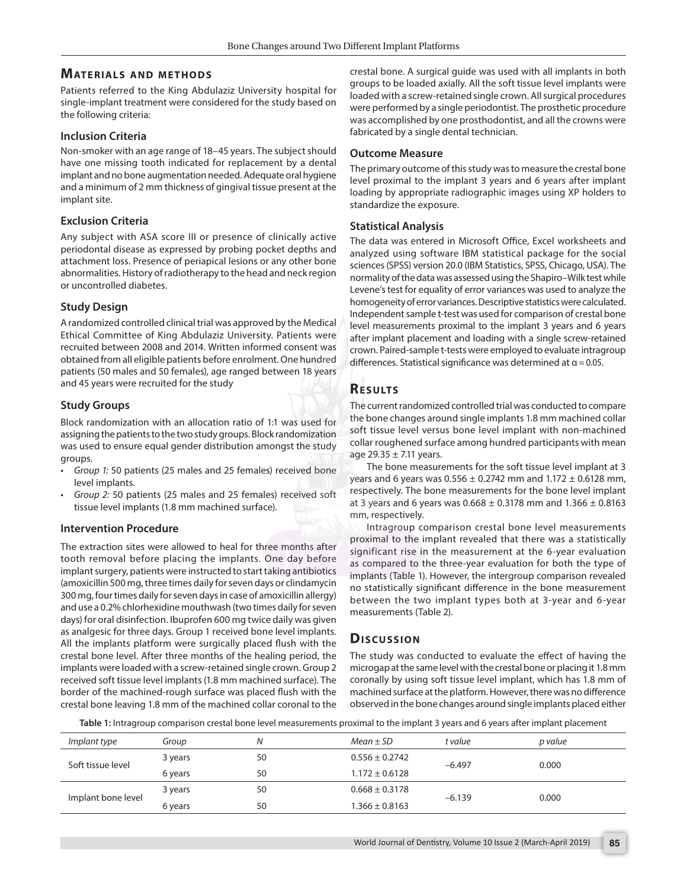## Materials and Methods

Patients referred to the King Abdulaziz University hospital for single-implant treatment were considered for the study based on the following criteria:

### Inclusion Criteria

Non-smoker with an age range of 18–45 years. The subject should have one missing tooth indicated for replacement by a dental implant and no bone augmentation needed. Adequate oral hygiene and a minimum of 2 mm thickness of gingival tissue present at the implant site.

### Exclusion Criteria

Any subject with ASA score III or presence of clinically active periodontal disease as expressed by probing pocket depths and attachment loss. Presence of periapical lesions or any other bone abnormalities. History of radiotherapy to the head and neck region or uncontrolled diabetes.

### Study Design

A randomized controlled clinical trial was approved by the Medical Ethical Committee of King Abdulaziz University. Patients were recruited between 2008 and 2014. Written informed consent was obtained from all eligible patients before enrolment. One hundred patients (50 males and 50 females), age ranged between 18 years and 45 years were recruited for the study

### Study Groups

Block randomization with an allocation ratio of 1:1 was used for assigning the patients to the two study groups. Block randomization was used to ensure equal gender distribution amongst the study groups.

- *Group 1:* 50 patients (25 males and 25 females) received bone level implants.
- *Group 2:* 50 patients (25 males and 25 females) received soft tissue level implants (1.8 mm machined surface).

### Intervention Procedure

The extraction sites were allowed to heal for three months after tooth removal before placing the implants. One day before implant surgery, patients were instructed to start taking antibiotics (amoxicillin 500 mg, three times daily for seven days or clindamycin 300 mg, four times daily for seven days in case of amoxicillin allergy) and use a 0.2% chlorhexidine mouthwash (two times daily for seven days) for oral disinfection. Ibuprofen 600 mg twice daily was given as analgesic for three days. Group 1 received bone level implants. All the implants platform were surgically placed flush with the crestal bone level. After three months of the healing period, the implants were loaded with a screw-retained single crown. Group 2 received soft tissue level implants (1.8 mm machined surface). The border of the machined-rough surface was placed flush with the crestal bone leaving 1.8 mm of the machined collar coronal to the crestal bone. A surgical guide was used with all implants in both groups to be loaded axially. All the soft tissue level implants were loaded with a screw-retained single crown. All surgical procedures were performed by a single periodontist. The prosthetic procedure was accomplished by one prosthodontist, and all the crowns were fabricated by a single dental technician.

### Outcome Measure

The primary outcome of this study was to measure the crestal bone level proximal to the implant 3 years and 6 years after implant loading by appropriate radiographic images using XP holders to standardize the exposure.

### Statistical Analysis

The data was entered in Microsoft Office, Excel worksheets and analyzed using software IBM statistical package for the social sciences (SPSS) version 20.0 (IBM Statistics, SPSS, Chicago, USA). The normality of the data was assessed using the Shapiro–Wilk test while Levene's test for equality of error variances was used to analyze the homogeneity of error variances. Descriptive statistics were calculated. Independent sample t-test was used for comparison of crestal bone level measurements proximal to the implant 3 years and 6 years after implant placement and loading with a single screw-retained crown. Paired-sample t-tests were employed to evaluate intragroup differences. Statistical significance was determined at $\alpha = 0.05$.

## Results

The current randomized controlled trial was conducted to compare the bone changes around single implants 1.8 mm machined collar soft tissue level versus bone level implant with non-machined collar roughened surface among hundred participants with mean age 29.35 ± 7.11 years.

The bone measurements for the soft tissue level implant at 3 years and 6 years was 0.556 ± 0.2742 mm and 1.172 ± 0.6128 mm, respectively. The bone measurements for the bone level implant at 3 years and 6 years was 0.668 ± 0.3178 mm and 1.366 ± 0.8163 mm, respectively.

Intragroup comparison crestal bone level measurements proximal to the implant revealed that there was a statistically significant rise in the measurement at the 6-year evaluation as compared to the three-year evaluation for both the type of implants (Table 1). However, the intergroup comparison revealed no statistically significant difference in the bone measurement between the two implant types both at 3-year and 6-year measurements (Table 2).

## Discussion

The study was conducted to evaluate the effect of having the microgap at the same level with the crestal bone or placing it 1.8 mm coronally by using soft tissue level implant, which has 1.8 mm of machined surface at the platform. However, there was no difference observed in the bone changes around single implants placed either

**Table 1:** Intragroup comparison crestal bone level measurements proximal to the implant 3 years and 6 years after implant placement

| *Implant type* | *Group* | *N* | *Mean ± SD* | *t value* | *p value* |
|---|---|---|---|---|---|
| Soft tissue level | 3 years | 50 | 0.556 ± 0.2742 | –6.497 | 0.000 |
| | 6 years | 50 | 1.172 ± 0.6128 | | |
| Implant bone level | 3 years | 50 | 0.668 ± 0.3178 | –6.139 | 0.000 |
| | 6 years | 50 | 1.366 ± 0.8163 | | |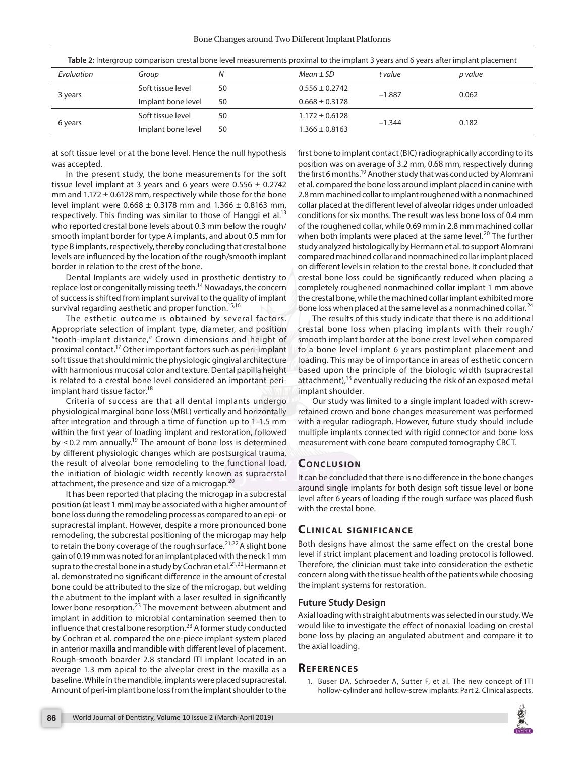**Table 2:** Intergroup comparison crestal bone level measurements proximal to the implant 3 years and 6 years after implant placement

| *Evaluation* | *Group* | *N* | *Mean ± SD* | *t value* | *p value* |
|---|---|---|---|---|---|
| 3 years | Soft tissue level | 50 | 0.556 ± 0.2742 | −1.887 | 0.062 |
| | Implant bone level | 50 | 0.668 ± 0.3178 | | |
| 6 years | Soft tissue level | 50 | 1.172 ± 0.6128 | −1.344 | 0.182 |
| | Implant bone level | 50 | 1.366 ± 0.8163 | | |

at soft tissue level or at the bone level. Hence the null hypothesis was accepted.

In the present study, the bone measurements for the soft tissue level implant at 3 years and 6 years were 0.556 ± 0.2742 mm and 1.172 ± 0.6128 mm, respectively while those for the bone level implant were 0.668 ± 0.3178 mm and 1.366 ± 0.8163 mm, respectively. This finding was similar to those of Hanggi et al.[13] who reported crestal bone levels about 0.3 mm below the rough/smooth implant border for type A implants, and about 0.5 mm for type B implants, respectively, thereby concluding that crestal bone levels are influenced by the location of the rough/smooth implant border in relation to the crest of the bone.

Dental Implants are widely used in prosthetic dentistry to replace lost or congenitally missing teeth.[14] Nowadays, the concern of success is shifted from implant survival to the quality of implant survival regarding aesthetic and proper function.[15,16]

The esthetic outcome is obtained by several factors. Appropriate selection of implant type, diameter, and position "tooth-implant distance," Crown dimensions and height of proximal contact.[17] Other important factors such as peri-implant soft tissue that should mimic the physiologic gingival architecture with harmonious mucosal color and texture. Dental papilla height is related to a crestal bone level considered an important peri-implant hard tissue factor.[18]

Criteria of success are that all dental implants undergo physiological marginal bone loss (MBL) vertically and horizontally after integration and through a time of function up to 1–1.5 mm within the first year of loading implant and restoration, followed by ≤0.2 mm annually.[19] The amount of bone loss is determined by different physiologic changes which are postsurgical trauma, the result of alveolar bone remodeling to the functional load, the initiation of biologic width recently known as supracrstal attachment, the presence and size of a microgap.[20]

It has been reported that placing the microgap in a subcrestal position (at least 1 mm) may be associated with a higher amount of bone loss during the remodeling process as compared to an epi- or supracrestal implant. However, despite a more pronounced bone remodeling, the subcrestal positioning of the microgap may help to retain the bony coverage of the rough surface.[21,22] A slight bone gain of 0.19 mm was noted for an implant placed with the neck 1 mm supra to the crestal bone in a study by Cochran et al.[21,22] Hermann et al. demonstrated no significant difference in the amount of crestal bone could be attributed to the size of the microgap, but welding the abutment to the implant with a laser resulted in significantly lower bone resorption.[23] The movement between abutment and implant in addition to microbial contamination seemed then to influence that crestal bone resorption.[23] A former study conducted by Cochran et al. compared the one-piece implant system placed in anterior maxilla and mandible with different level of placement. Rough-smooth boarder 2.8 standard ITI implant located in an average 1.3 mm apical to the alveolar crest in the maxilla as a baseline. While in the mandible, implants were placed supracrestal. Amount of peri-implant bone loss from the implant shoulder to the first bone to implant contact (BIC) radiographically according to its position was on average of 3.2 mm, 0.68 mm, respectively during the first 6 months.[19] Another study that was conducted by Alomrani et al. compared the bone loss around implant placed in canine with 2.8 mm machined collar to implant roughened with a nonmachined collar placed at the different level of alveolar ridges under unloaded conditions for six months. The result was less bone loss of 0.4 mm of the roughened collar, while 0.69 mm in 2.8 mm machined collar when both implants were placed at the same level.[20] The further study analyzed histologically by Hermann et al. to support Alomrani compared machined collar and nonmachined collar implant placed on different levels in relation to the crestal bone. It concluded that crestal bone loss could be significantly reduced when placing a completely roughened nonmachined collar implant 1 mm above the crestal bone, while the machined collar implant exhibited more bone loss when placed at the same level as a nonmachined collar.[24]

The results of this study indicate that there is no additional crestal bone loss when placing implants with their rough/smooth implant border at the bone crest level when compared to a bone level implant 6 years postimplant placement and loading. This may be of importance in areas of esthetic concern based upon the principle of the biologic width (supracrestal attachment),[13] eventually reducing the risk of an exposed metal implant shoulder.

Our study was limited to a single implant loaded with screw-retained crown and bone changes measurement was performed with a regular radiograph. However, future study should include multiple implants connected with rigid connector and bone loss measurement with cone beam computed tomography CBCT.

## Conclusion

It can be concluded that there is no difference in the bone changes around single implants for both design soft tissue level or bone level after 6 years of loading if the rough surface was placed flush with the crestal bone.

## Clinical significance

Both designs have almost the same effect on the crestal bone level if strict implant placement and loading protocol is followed. Therefore, the clinician must take into consideration the esthetic concern along with the tissue health of the patients while choosing the implant systems for restoration.

### Future Study Design

Axial loading with straight abutments was selected in our study. We would like to investigate the effect of nonaxial loading on crestal bone loss by placing an angulated abutment and compare it to the axial loading.

## References

1. Buser DA, Schroeder A, Sutter F, et al. The new concept of ITI hollow-cylinder and hollow-screw implants: Part 2. Clinical aspects,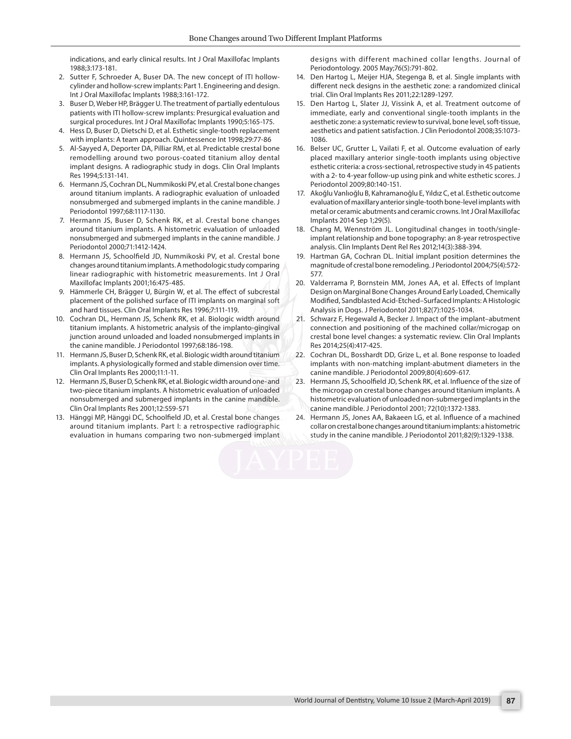indications, and early clinical results. Int J Oral Maxillofac Implants 1988;3:173-181.

2. Sutter F, Schroeder A, Buser DA. The new concept of ITI hollow-cylinder and hollow-screw implants: Part 1. Engineering and design. Int J Oral Maxillofac Implants 1988;3:161-172.
3. Buser D, Weber HP, Brägger U. The treatment of partially edentulous patients with ITI hollow-screw implants: Presurgical evaluation and surgical procedures. Int J Oral Maxillofac Implants 1990;5:165-175.
4. Hess D, Buser D, Dietschi D, et al. Esthetic single-tooth replacement with implants: A team approach. Quintessence Int 1998;29:77-86
5. Al-Sayyed A, Deporter DA, Pilliar RM, et al. Predictable crestal bone remodelling around two porous-coated titanium alloy dental implant designs. A radiographic study in dogs. Clin Oral Implants Res 1994;5:131-141.
6. Hermann JS, Cochran DL, Nummikoski PV, et al. Crestal bone changes around titanium implants. A radiographic evaluation of unloaded nonsubmerged and submerged implants in the canine mandible. J Periodontol 1997;68:1117-1130.
7. Hermann JS, Buser D, Schenk RK, et al. Crestal bone changes around titanium implants. A histometric evaluation of unloaded nonsubmerged and submerged implants in the canine mandible. J Periodontol 2000;71:1412-1424.
8. Hermann JS, Schoolfield JD, Nummikoski PV, et al. Crestal bone changes around titanium implants. A methodologic study comparing linear radiographic with histometric measurements. Int J Oral Maxillofac Implants 2001;16:475-485.
9. Hämmerle CH, Brägger U, Bürgin W, et al. The effect of subcrestal placement of the polished surface of ITI implants on marginal soft and hard tissues. Clin Oral Implants Res 1996;7:111-119.
10. Cochran DL, Hermann JS, Schenk RK, et al. Biologic width around titanium implants. A histometric analysis of the implanto-gingival junction around unloaded and loaded nonsubmerged implants in the canine mandible. J Periodontol 1997;68:186-198.
11. Hermann JS, Buser D, Schenk RK, et al. Biologic width around titanium implants. A physiologically formed and stable dimension over time. Clin Oral Implants Res 2000;11:1-11.
12. Hermann JS, Buser D, Schenk RK, et al. Biologic width around one- and two-piece titanium implants. A histometric evaluation of unloaded nonsubmerged and submerged implants in the canine mandible. Clin Oral Implants Res 2001;12:559-571
13. Hänggi MP, Hänggi DC, Schoolfield JD, et al. Crestal bone changes around titanium implants. Part I: a retrospective radiographic evaluation in humans comparing two non-submerged implant designs with different machined collar lengths. Journal of Periodontology. 2005 May;76(5):791-802.
14. Den Hartog L, Meijer HJA, Stegenga B, et al. Single implants with different neck designs in the aesthetic zone: a randomized clinical trial. Clin Oral Implants Res 2011;22:1289-1297.
15. Den Hartog L, Slater JJ, Vissink A, et al. Treatment outcome of immediate, early and conventional single-tooth implants in the aesthetic zone: a systematic review to survival, bone level, soft-tissue, aesthetics and patient satisfaction. J Clin Periodontol 2008;35:1073-1086.
16. Belser UC, Grutter L, Vailati F, et al. Outcome evaluation of early placed maxillary anterior single-tooth implants using objective esthetic criteria: a cross-sectional, retrospective study in 45 patients with a 2- to 4-year follow-up using pink and white esthetic scores. J Periodontol 2009;80:140-151.
17. Akoğlu Vanlıoğlu B, Kahramanoğlu E, Yıldız C, et al. Esthetic outcome evaluation of maxillary anterior single-tooth bone-level implants with metal or ceramic abutments and ceramic crowns. Int J Oral Maxillofac Implants 2014 Sep 1;29(5).
18. Chang M, Wennström JL. Longitudinal changes in tooth/single-implant relationship and bone topography: an 8-year retrospective analysis. Clin Implants Dent Rel Res 2012;14(3):388-394.
19. Hartman GA, Cochran DL. Initial implant position determines the magnitude of crestal bone remodeling. J Periodontol 2004;75(4):572-577.
20. Valderrama P, Bornstein MM, Jones AA, et al. Effects of Implant Design on Marginal Bone Changes Around Early Loaded, Chemically Modified, Sandblasted Acid-Etched–Surfaced Implants: A Histologic Analysis in Dogs. J Periodontol 2011;82(7):1025-1034.
21. Schwarz F, Hegewald A, Becker J. Impact of the implant–abutment connection and positioning of the machined collar/microgap on crestal bone level changes: a systematic review. Clin Oral Implants Res 2014;25(4):417-425.
22. Cochran DL, Bosshardt DD, Grize L, et al. Bone response to loaded implants with non-matching implant-abutment diameters in the canine mandible. J Periodontol 2009;80(4):609-617.
23. Hermann JS, Schoolfield JD, Schenk RK, et al. Influence of the size of the microgap on crestal bone changes around titanium implants. A histometric evaluation of unloaded non-submerged implants in the canine mandible. J Periodontol 2001; 72(10):1372-1383.
24. Hermann JS, Jones AA, Bakaeen LG, et al. Influence of a machined collar on crestal bone changes around titanium implants: a histometric study in the canine mandible. J Periodontol 2011;82(9):1329-1338.